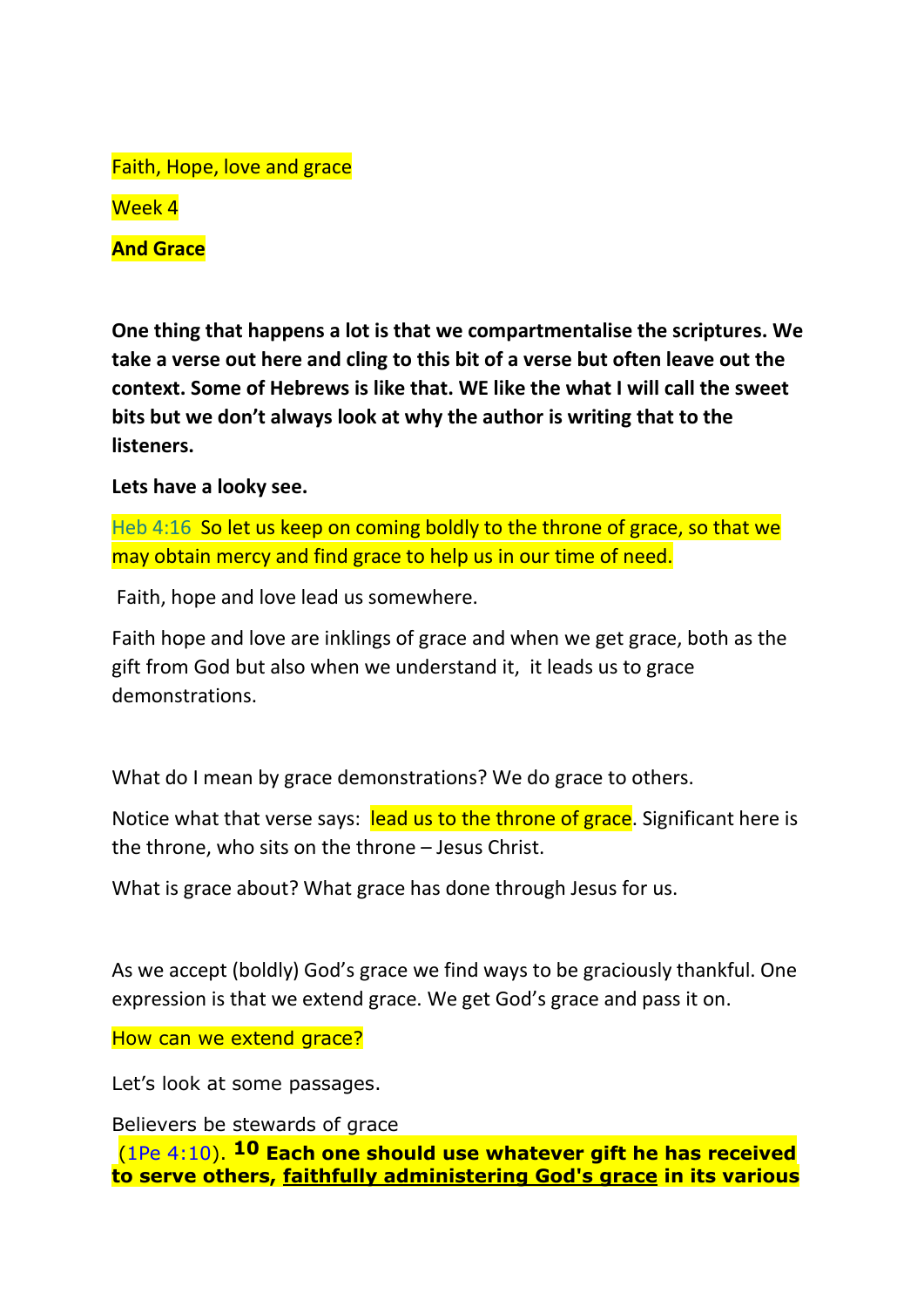Faith, Hope, love and grace

Week 4

**And Grace**

**One thing that happens a lot is that we compartmentalise the scriptures. We take a verse out here and cling to this bit of a verse but often leave out the context. Some of Hebrews is like that. WE like the what I will call the sweet bits but we don't always look at why the author is writing that to the listeners.**

**Lets have a looky see.**

Heb 4:16 So let us keep on coming boldly to the throne of grace, so that we may obtain mercy and find grace to help us in our time of need.

Faith, hope and love lead us somewhere.

Faith hope and love are inklings of grace and when we get grace, both as the gift from God but also when we understand it, it leads us to grace demonstrations.

What do I mean by grace demonstrations? We do grace to others.

Notice what that verse says: lead us to the throne of grace. Significant here is the throne, who sits on the throne – Jesus Christ.

What is grace about? What grace has done through Jesus for us.

As we accept (boldly) God's grace we find ways to be graciously thankful. One expression is that we extend grace. We get God's grace and pass it on.

How can we extend grace?

Let's look at some passages.

Believers be stewards of grace

(1Pe 4:10). **10 Each one should use whatever gift he has received to serve others, <u>faithfully administering God's grace</u> in its various**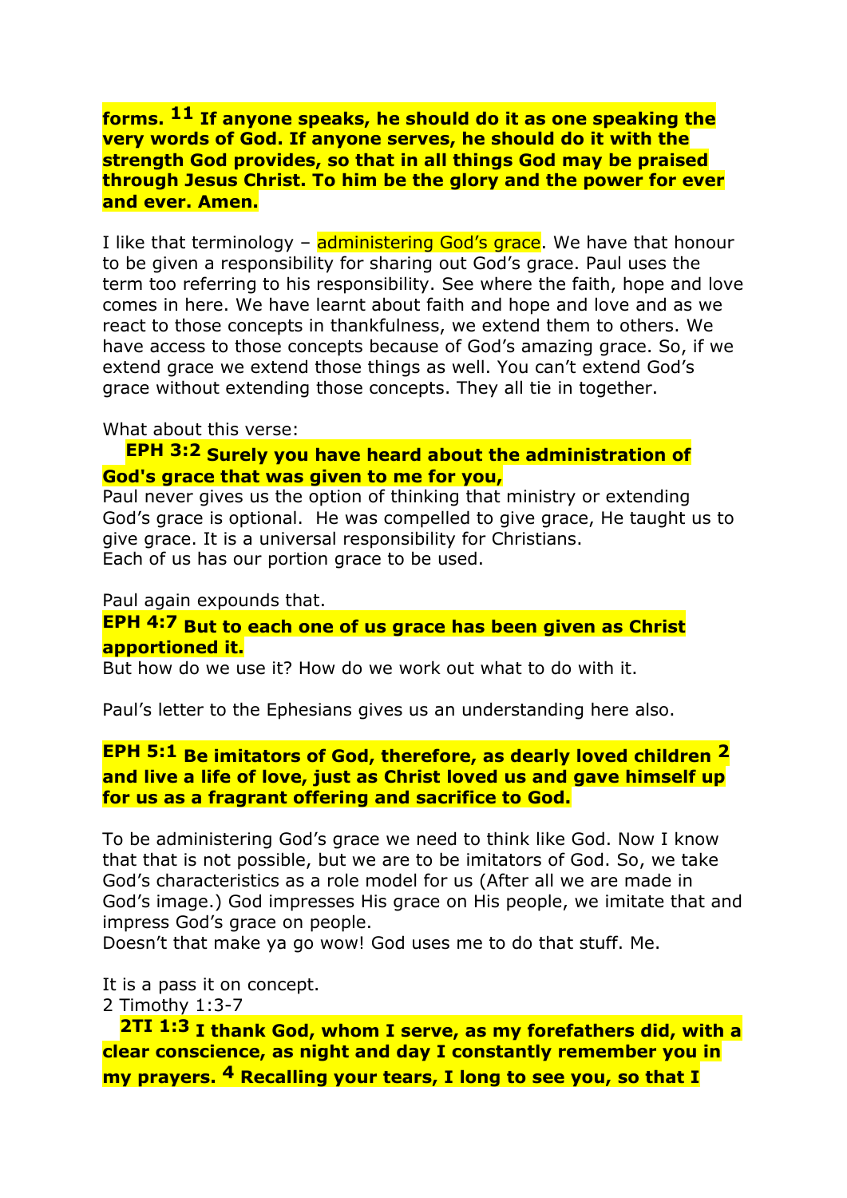**forms. 11 If anyone speaks, he should do it as one speaking the very words of God. If anyone serves, he should do it with the strength God provides, so that in all things God may be praised through Jesus Christ. To him be the glory and the power for ever and ever. Amen.**

I like that terminology – administering God's grace. We have that honour to be given a responsibility for sharing out God's grace. Paul uses the term too referring to his responsibility. See where the faith, hope and love comes in here. We have learnt about faith and hope and love and as we react to those concepts in thankfulness, we extend them to others. We have access to those concepts because of God's amazing grace. So, if we extend grace we extend those things as well. You can't extend God's grace without extending those concepts. They all tie in together.

What about this verse:

**EPH 3:2 Surely you have heard about the administration of God's grace that was given to me for you,**

Paul never gives us the option of thinking that ministry or extending God's grace is optional. He was compelled to give grace, He taught us to give grace. It is a universal responsibility for Christians.
Each of us has our portion grace to be used.

Paul again expounds that.

**EPH 4:7 But to each one of us grace has been given as Christ apportioned it.**

But how do we use it? How do we work out what to do with it.

Paul's letter to the Ephesians gives us an understanding here also.

**EPH 5:1 Be imitators of God, therefore, as dearly loved children 2 and live a life of love, just as Christ loved us and gave himself up for us as a fragrant offering and sacrifice to God.**

To be administering God's grace we need to think like God. Now I know that that is not possible, but we are to be imitators of God. So, we take God's characteristics as a role model for us (After all we are made in God's image.) God impresses His grace on His people, we imitate that and impress God's grace on people.
Doesn't that make ya go wow! God uses me to do that stuff. Me.

It is a pass it on concept.
2 Timothy 1:3-7

**2TI 1:3 I thank God, whom I serve, as my forefathers did, with a clear conscience, as night and day I constantly remember you in my prayers. 4 Recalling your tears, I long to see you, so that I**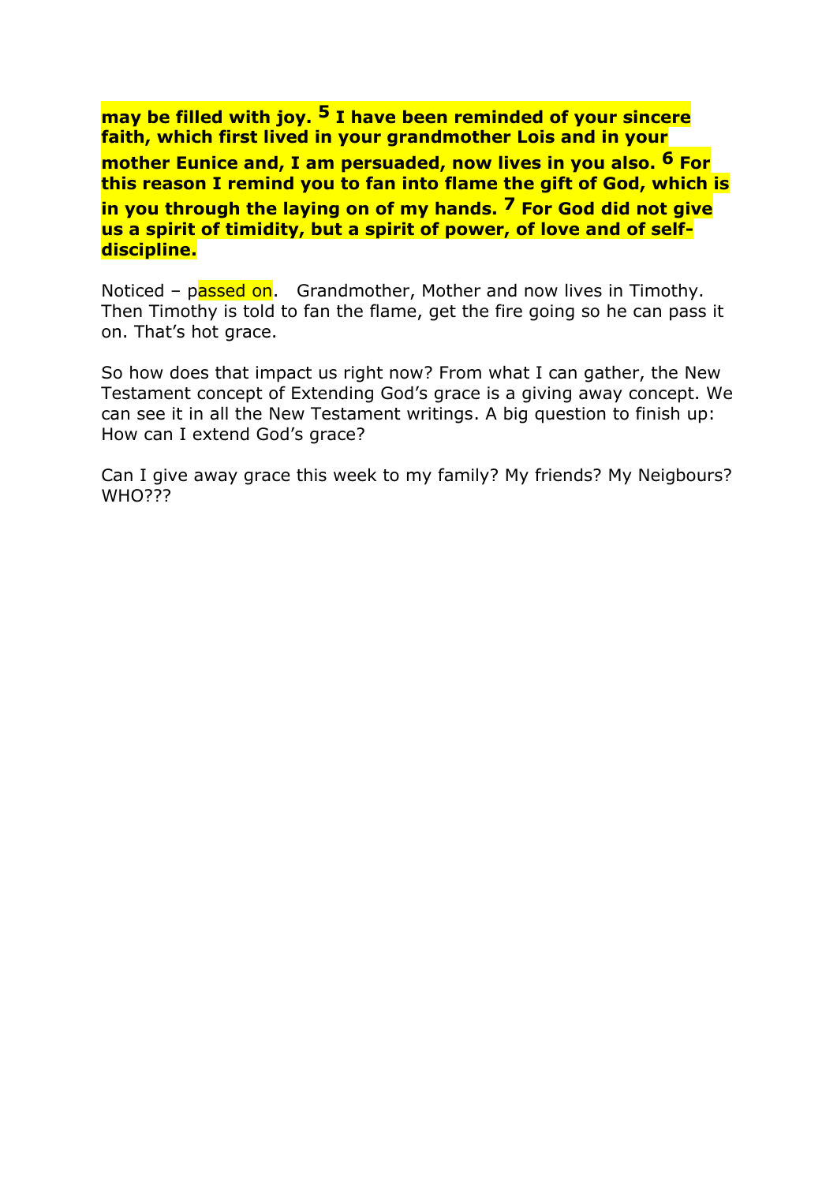**may be filled with joy. 5 I have been reminded of your sincere faith, which first lived in your grandmother Lois and in your mother Eunice and, I am persuaded, now lives in you also. 6 For this reason I remind you to fan into flame the gift of God, which is in you through the laying on of my hands. 7 For God did not give us a spirit of timidity, but a spirit of power, of love and of self-discipline.**

Noticed – passed on. Grandmother, Mother and now lives in Timothy. Then Timothy is told to fan the flame, get the fire going so he can pass it on. That's hot grace.

So how does that impact us right now? From what I can gather, the New Testament concept of Extending God's grace is a giving away concept. We can see it in all the New Testament writings. A big question to finish up: How can I extend God's grace?

Can I give away grace this week to my family? My friends? My Neigbours? WHO???